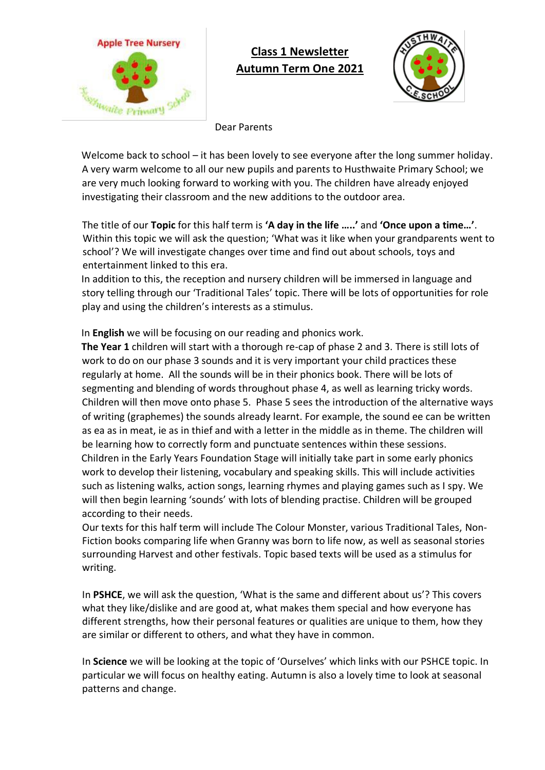# Class 1 Newsletter
# Autumn Term One 2021

Dear Parents

Welcome back to school – it has been lovely to see everyone after the long summer holiday. A very warm welcome to all our new pupils and parents to Husthwaite Primary School; we are very much looking forward to working with you. The children have already enjoyed investigating their classroom and the new additions to the outdoor area.

The title of our **Topic** for this half term is **'A day in the life …..'** and **'Once upon a time…'**. Within this topic we will ask the question; 'What was it like when your grandparents went to school'? We will investigate changes over time and find out about schools, toys and entertainment linked to this era.

In addition to this, the reception and nursery children will be immersed in language and story telling through our 'Traditional Tales' topic. There will be lots of opportunities for role play and using the children's interests as a stimulus.

In **English** we will be focusing on our reading and phonics work.

**The Year 1** children will start with a thorough re-cap of phase 2 and 3. There is still lots of work to do on our phase 3 sounds and it is very important your child practices these regularly at home. All the sounds will be in their phonics book. There will be lots of segmenting and blending of words throughout phase 4, as well as learning tricky words. Children will then move onto phase 5. Phase 5 sees the introduction of the alternative ways of writing (graphemes) the sounds already learnt. For example, the sound ee can be written as ea as in meat, ie as in thief and with a letter in the middle as in theme. The children will be learning how to correctly form and punctuate sentences within these sessions.

Children in the Early Years Foundation Stage will initially take part in some early phonics work to develop their listening, vocabulary and speaking skills. This will include activities such as listening walks, action songs, learning rhymes and playing games such as I spy. We will then begin learning 'sounds' with lots of blending practise. Children will be grouped according to their needs.

Our texts for this half term will include The Colour Monster, various Traditional Tales, Non-Fiction books comparing life when Granny was born to life now, as well as seasonal stories surrounding Harvest and other festivals. Topic based texts will be used as a stimulus for writing.

In **PSHCE**, we will ask the question, 'What is the same and different about us'? This covers what they like/dislike and are good at, what makes them special and how everyone has different strengths, how their personal features or qualities are unique to them, how they are similar or different to others, and what they have in common.

In **Science** we will be looking at the topic of 'Ourselves' which links with our PSHCE topic. In particular we will focus on healthy eating. Autumn is also a lovely time to look at seasonal patterns and change.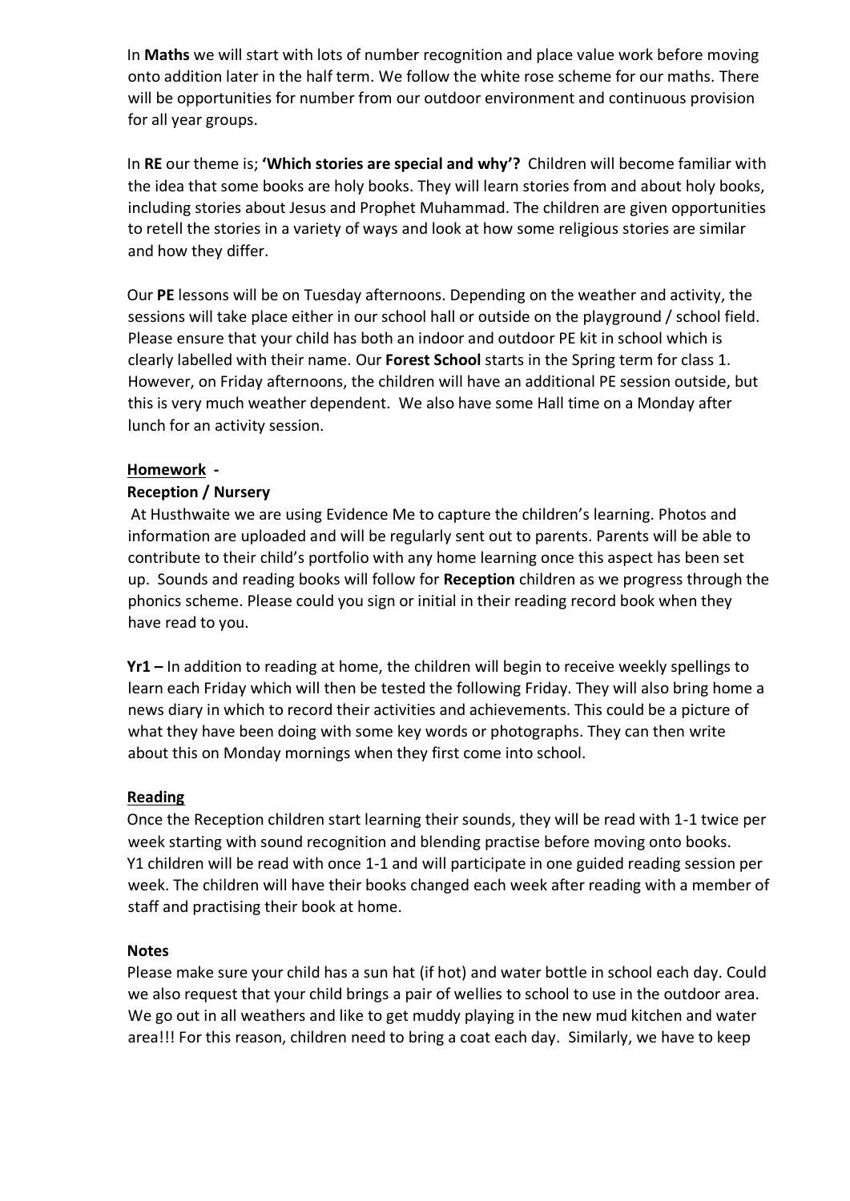In **Maths** we will start with lots of number recognition and place value work before moving onto addition later in the half term. We follow the white rose scheme for our maths. There will be opportunities for number from our outdoor environment and continuous provision for all year groups.

In **RE** our theme is; **'Which stories are special and why'?** Children will become familiar with the idea that some books are holy books. They will learn stories from and about holy books, including stories about Jesus and Prophet Muhammad. The children are given opportunities to retell the stories in a variety of ways and look at how some religious stories are similar and how they differ.

Our **PE** lessons will be on Tuesday afternoons. Depending on the weather and activity, the sessions will take place either in our school hall or outside on the playground / school field. Please ensure that your child has both an indoor and outdoor PE kit in school which is clearly labelled with their name. Our **Forest School** starts in the Spring term for class 1. However, on Friday afternoons, the children will have an additional PE session outside, but this is very much weather dependent. We also have some Hall time on a Monday after lunch for an activity session.

**Homework** -

**Reception / Nursery**

At Husthwaite we are using Evidence Me to capture the children's learning. Photos and information are uploaded and will be regularly sent out to parents. Parents will be able to contribute to their child's portfolio with any home learning once this aspect has been set up. Sounds and reading books will follow for **Reception** children as we progress through the phonics scheme. Please could you sign or initial in their reading record book when they have read to you.

**Yr1 –** In addition to reading at home, the children will begin to receive weekly spellings to learn each Friday which will then be tested the following Friday. They will also bring home a news diary in which to record their activities and achievements. This could be a picture of what they have been doing with some key words or photographs. They can then write about this on Monday mornings when they first come into school.

**Reading**

Once the Reception children start learning their sounds, they will be read with 1-1 twice per week starting with sound recognition and blending practise before moving onto books. Y1 children will be read with once 1-1 and will participate in one guided reading session per week. The children will have their books changed each week after reading with a member of staff and practising their book at home.

**Notes**

Please make sure your child has a sun hat (if hot) and water bottle in school each day. Could we also request that your child brings a pair of wellies to school to use in the outdoor area. We go out in all weathers and like to get muddy playing in the new mud kitchen and water area!!! For this reason, children need to bring a coat each day. Similarly, we have to keep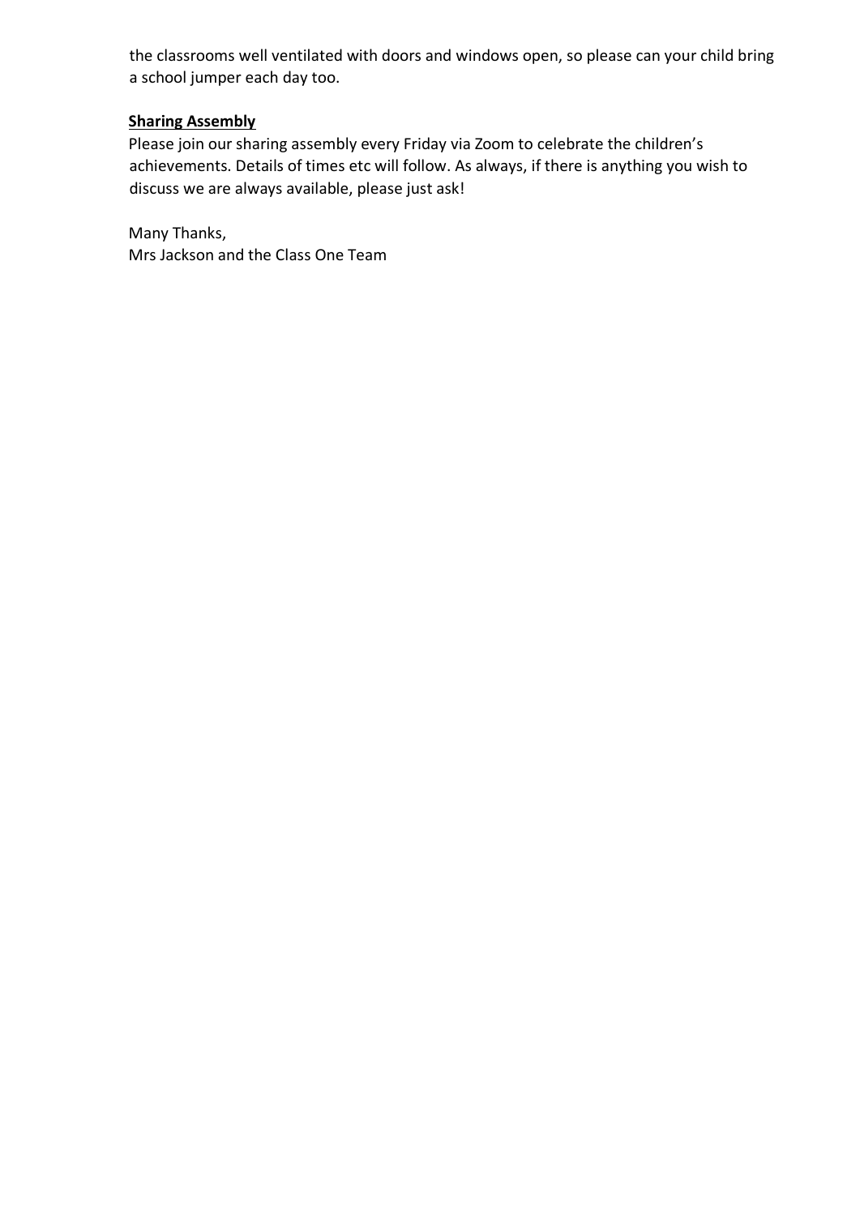the classrooms well ventilated with doors and windows open, so please can your child bring a school jumper each day too.

**Sharing Assembly**

Please join our sharing assembly every Friday via Zoom to celebrate the children's achievements. Details of times etc will follow. As always, if there is anything you wish to discuss we are always available, please just ask!

Many Thanks,
Mrs Jackson and the Class One Team